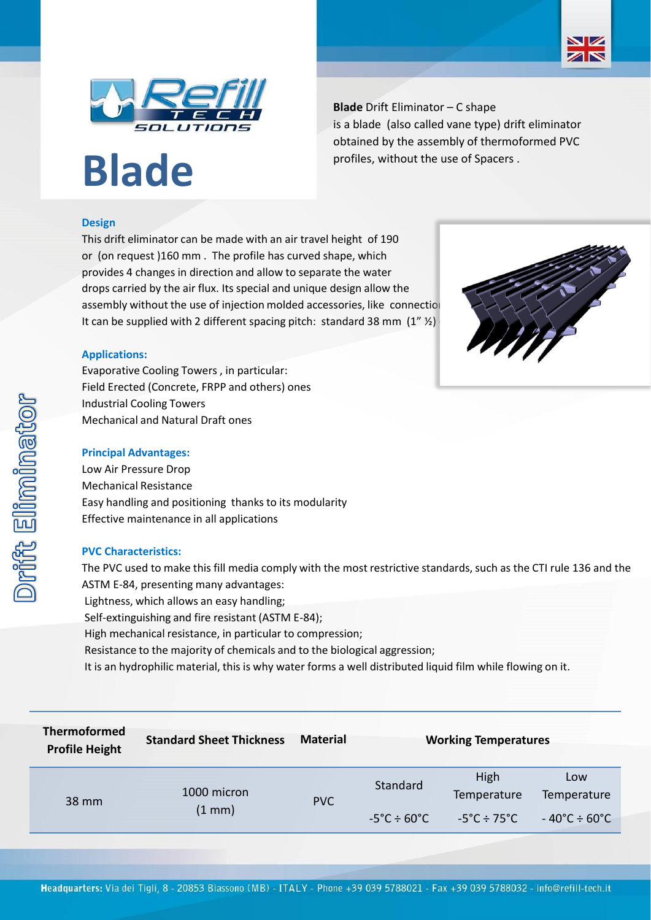# Blade

**Blade** Drift Eliminator – C shape
is a blade (also called vane type) drift eliminator obtained by the assembly of thermoformed PVC profiles, without the use of Spacers .

### Design

This drift eliminator can be made with an air travel height of 190 or (on request )160 mm . The profile has curved shape, which provides 4 changes in direction and allow to separate the water drops carried by the air flux. Its special and unique design allow the assembly without the use of injection molded accessories, like connectio
It can be supplied with 2 different spacing pitch: standard 38 mm (1" ½)

### Applications:

Evaporative Cooling Towers , in particular:
Field Erected (Concrete, FRPP and others) ones
Industrial Cooling Towers
Mechanical and Natural Draft ones

### Principal Advantages:

Low Air Pressure Drop
Mechanical Resistance
Easy handling and positioning thanks to its modularity
Effective maintenance in all applications

### PVC Characteristics:

The PVC used to make this fill media comply with the most restrictive standards, such as the CTI rule 136 and the ASTM E-84, presenting many advantages:
Lightness, which allows an easy handling;
Self-extinguishing and fire resistant (ASTM E-84);
High mechanical resistance, in particular to compression;
Resistance to the majority of chemicals and to the biological aggression;
It is an hydrophilic material, this is why water forms a well distributed liquid film while flowing on it.

| Thermoformed Profile Height | Standard Sheet Thickness | Material | Working Temperatures | | |
|---|---|---|---|---|---|
| | | | Standard | High Temperature | Low Temperature |
| 38 mm | 1000 micron (1 mm) | PVC | -5°C ÷ 60°C | -5°C ÷ 75°C | - 40°C ÷ 60°C |

Drift Eliminator

**Headquarters:** Via dei Tigli, 8 - 20853 Biassono (MB) - ITALY - Phone +39 039 5788021 - Fax +39 039 5788032 - info@refill-tech.it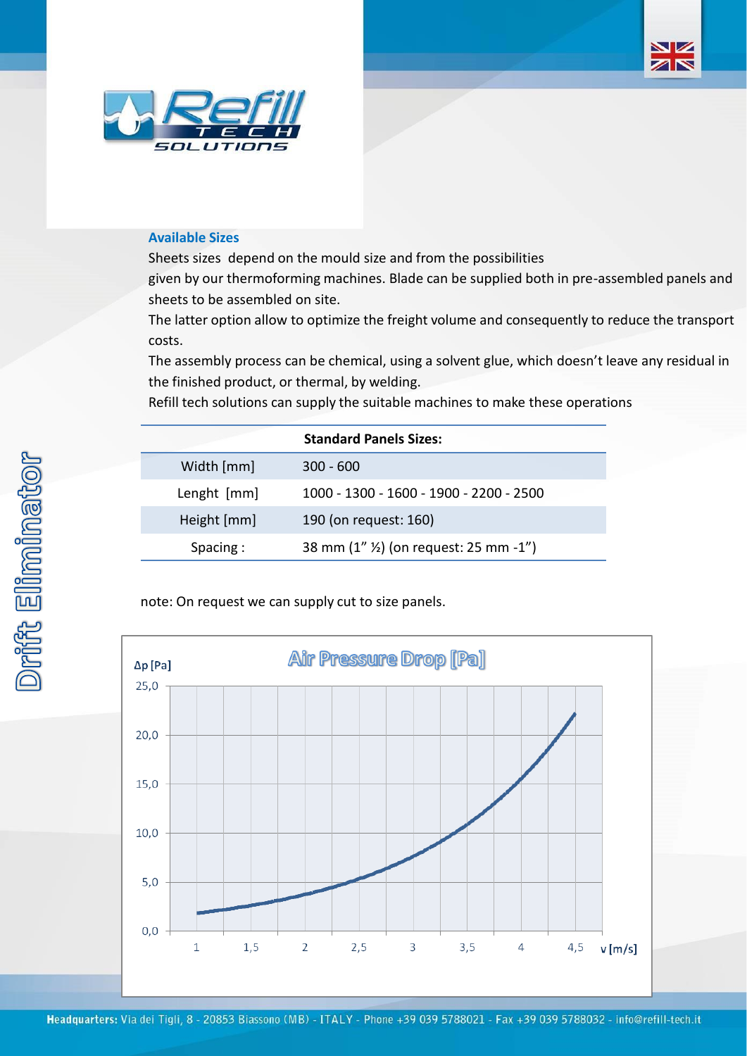## Available Sizes

Sheets sizes depend on the mould size and from the possibilities given by our thermoforming machines. Blade can be supplied both in pre-assembled panels and sheets to be assembled on site.

The latter option allow to optimize the freight volume and consequently to reduce the transport costs.

The assembly process can be chemical, using a solvent glue, which doesn't leave any residual in the finished product, or thermal, by welding.

Refill tech solutions can supply the suitable machines to make these operations

| | Standard Panels Sizes: |
|---|---|
| Width [mm] | 300 - 600 |
| Lenght [mm] | 1000 - 1300 - 1600 - 1900 - 2200 - 2500 |
| Height [mm] | 190 (on request: 160) |
| Spacing : | 38 mm (1" ½) (on request: 25 mm -1") |

note: On request we can supply cut to size panels.

Air Pressure Drop [Pa]

Δp [Pa]

25,0
20,0
15,0
10,0
5,0
0,0

1
1,5
2
2,5
3
3,5
4
4,5

v [m/s]